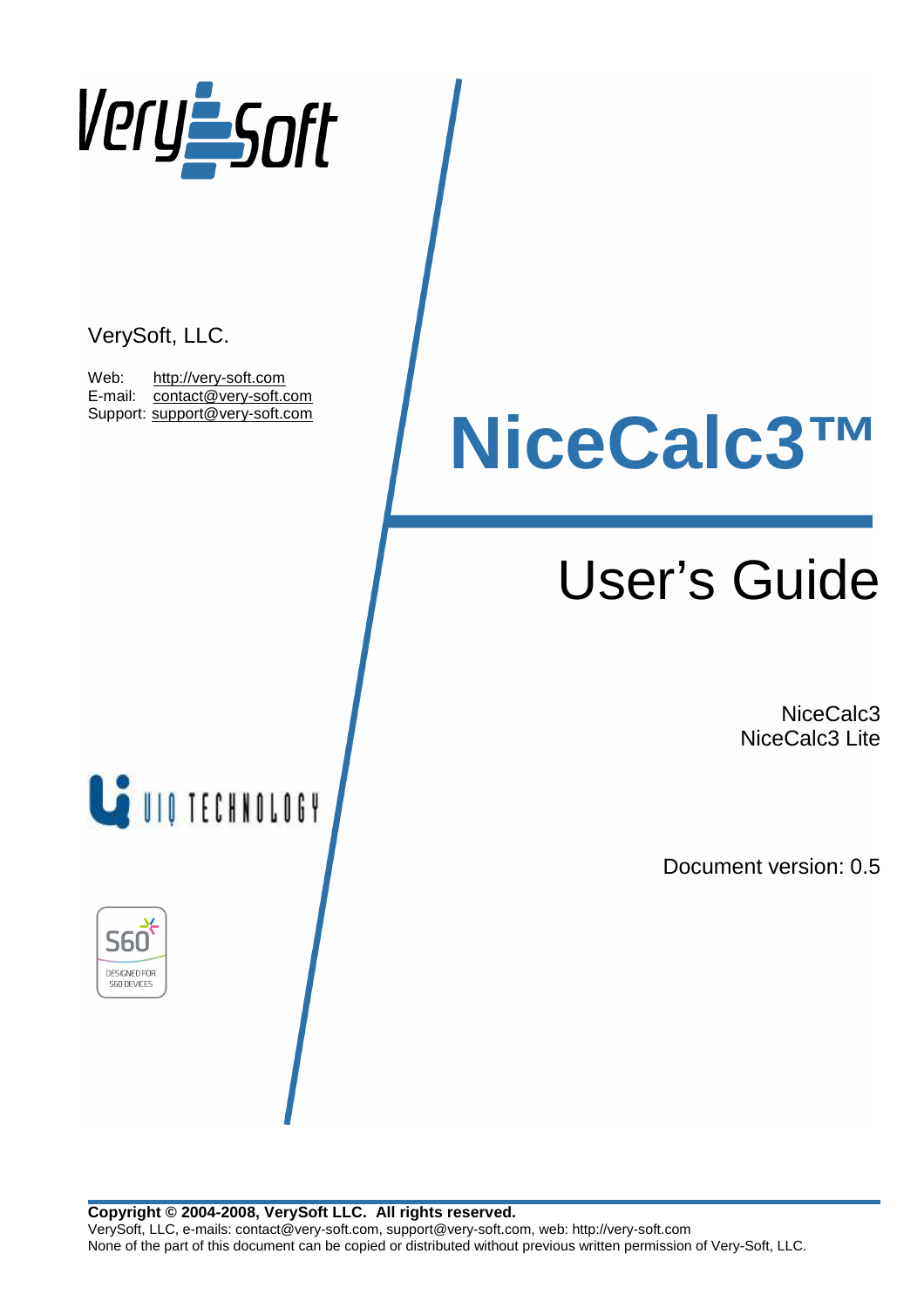VerySoft, LLC.

Web: http://very-soft.com
E-mail: contact@very-soft.com
Support: support@very-soft.com

# NiceCalc3™

## User's Guide

NiceCalc3
NiceCalc3 Lite

Document version: 0.5

**Copyright © 2004-2008, VerySoft LLC. All rights reserved.**
VerySoft, LLC, e-mails: contact@very-soft.com, support@very-soft.com, web: http://very-soft.com
None of the part of this document can be copied or distributed without previous written permission of Very-Soft, LLC.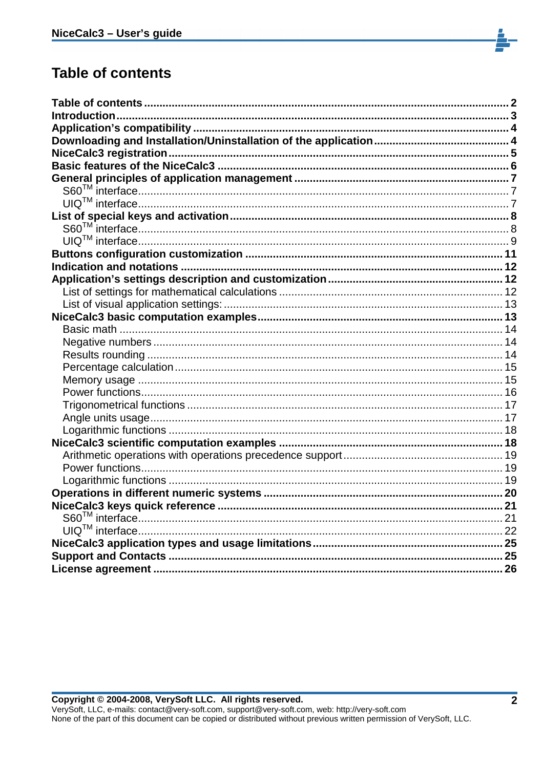# Table of contents

**Table of contents** .......... **2**
**Introduction** .......... **3**
**Application's compatibility** .......... **4**
**Downloading and Installation/Uninstallation of the application** .......... **4**
**NiceCalc3 registration** .......... **5**
**Basic features of the NiceCalc3** .......... **6**
**General principles of application management** .......... **7**
  S60™ interface .......... 7
  UIQ™ interface .......... 7
**List of special keys and activation** .......... **8**
  S60™ interface .......... 8
  UIQ™ interface .......... 9
**Buttons configuration customization** .......... **11**
**Indication and notations** .......... **12**
**Application's settings description and customization** .......... **12**
  List of settings for mathematical calculations .......... 12
  List of visual application settings: .......... 13
**NiceCalc3 basic computation examples** .......... **13**
  Basic math .......... 14
  Negative numbers .......... 14
  Results rounding .......... 14
  Percentage calculation .......... 15
  Memory usage .......... 15
  Power functions .......... 16
  Trigonometrical functions .......... 17
  Angle units usage .......... 17
  Logarithmic functions .......... 18
**NiceCalc3 scientific computation examples** .......... **18**
  Arithmetic operations with operations precedence support .......... 19
  Power functions .......... 19
  Logarithmic functions .......... 19
**Operations in different numeric systems** .......... **20**
**NiceCalc3 keys quick reference** .......... **21**
  S60™ interface .......... 21
  UIQ™ interface .......... 22
**NiceCalc3 application types and usage limitations** .......... **25**
**Support and Contacts** .......... **25**
**License agreement** .......... **26**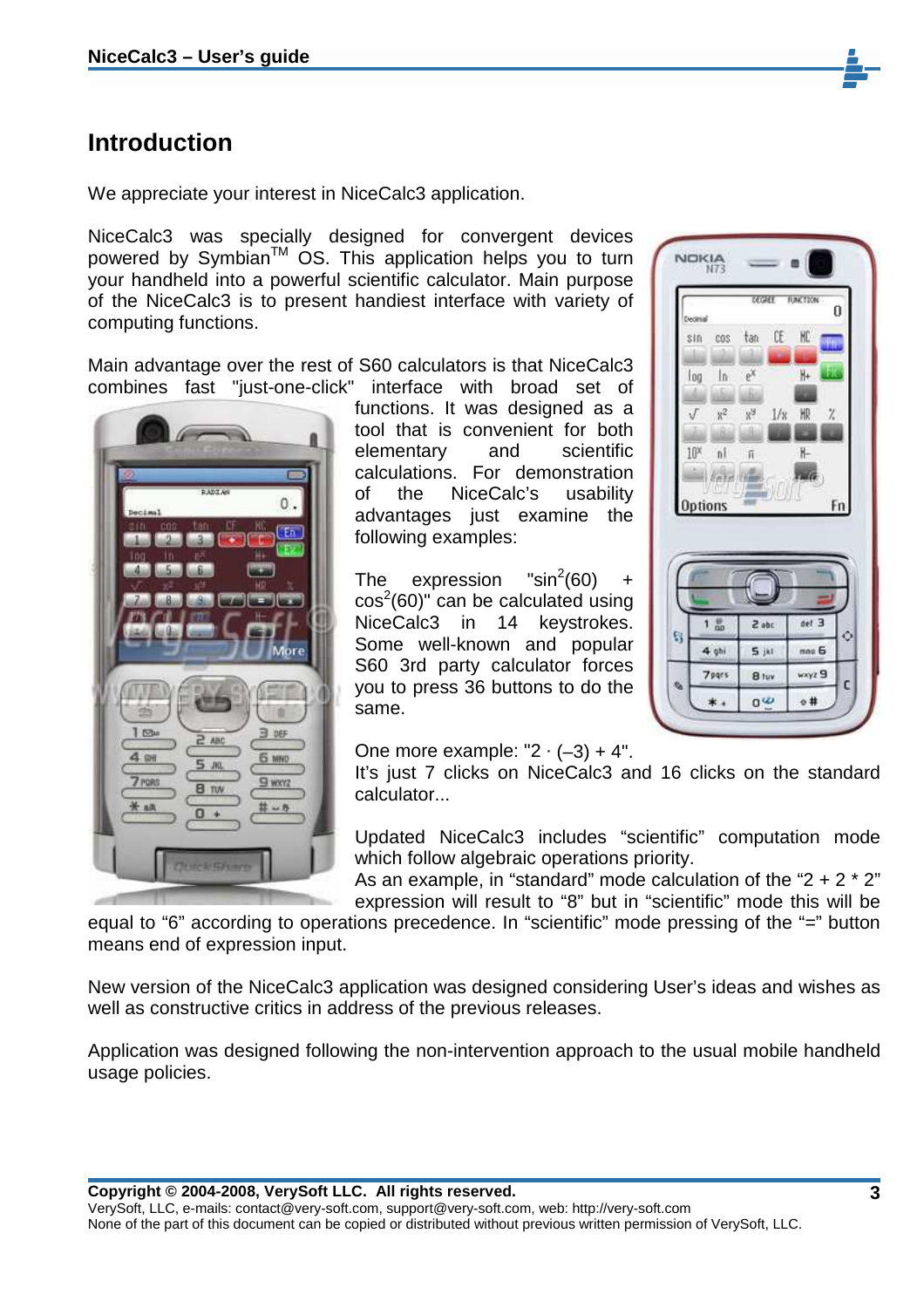# Introduction

We appreciate your interest in NiceCalc3 application.

NiceCalc3 was specially designed for convergent devices powered by Symbian™ OS. This application helps you to turn your handheld into a powerful scientific calculator. Main purpose of the NiceCalc3 is to present handiest interface with variety of computing functions.

Main advantage over the rest of S60 calculators is that NiceCalc3 combines fast "just-one-click" interface with broad set of functions. It was designed as a tool that is convenient for both elementary and scientific calculations. For demonstration of the NiceCalc's usability advantages just examine the following examples:

The expression "$\sin^2(60) + \cos^2(60)$" can be calculated using NiceCalc3 in 14 keystrokes. Some well-known and popular S60 3rd party calculator forces you to press 36 buttons to do the same.

One more example: "2 · (–3) + 4". It's just 7 clicks on NiceCalc3 and 16 clicks on the standard calculator...

Updated NiceCalc3 includes "scientific" computation mode which follow algebraic operations priority.
As an example, in "standard" mode calculation of the "2 + 2 * 2" expression will result to "8" but in "scientific" mode this will be equal to "6" according to operations precedence. In "scientific" mode pressing of the "=" button means end of expression input.

New version of the NiceCalc3 application was designed considering User's ideas and wishes as well as constructive critics in address of the previous releases.

Application was designed following the non-intervention approach to the usual mobile handheld usage policies.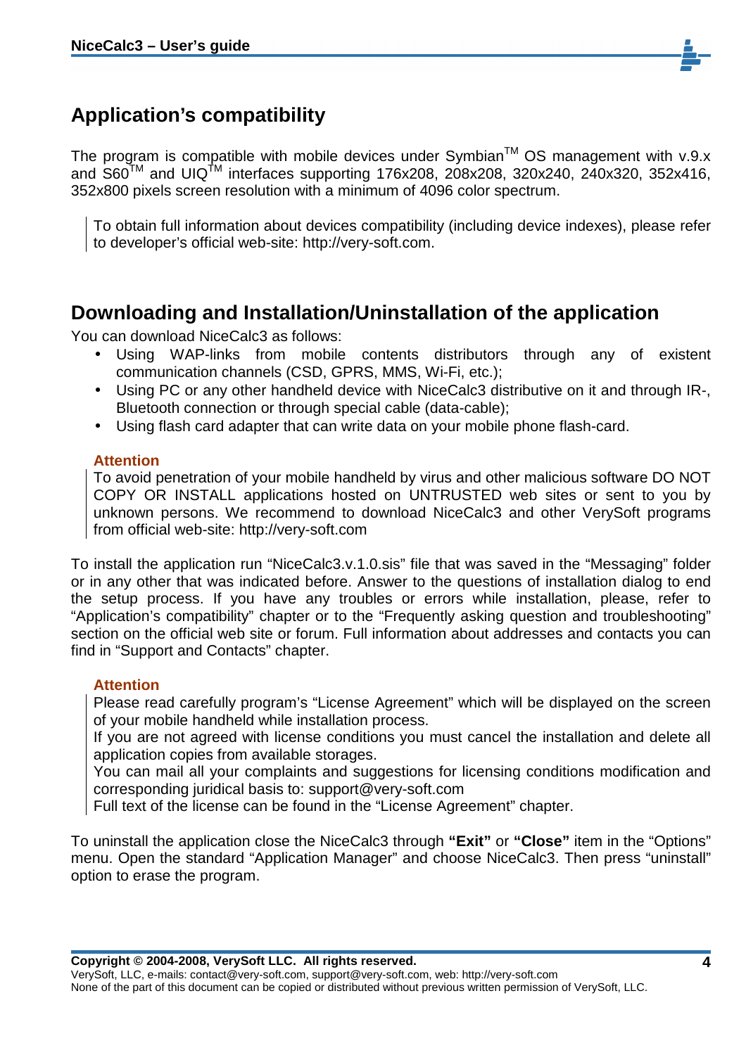## Application's compatibility

The program is compatible with mobile devices under Symbian™ OS management with v.9.x and S60™ and UIQ™ interfaces supporting 176x208, 208x208, 320x240, 240x320, 352x416, 352x800 pixels screen resolution with a minimum of 4096 color spectrum.

> To obtain full information about devices compatibility (including device indexes), please refer to developer's official web-site: http://very-soft.com.

## Downloading and Installation/Uninstallation of the application

You can download NiceCalc3 as follows:

- Using WAP-links from mobile contents distributors through any of existent communication channels (CSD, GPRS, MMS, Wi-Fi, etc.);
- Using PC or any other handheld device with NiceCalc3 distributive on it and through IR-, Bluetooth connection or through special cable (data-cable);
- Using flash card adapter that can write data on your mobile phone flash-card.

> **Attention**
> To avoid penetration of your mobile handheld by virus and other malicious software DO NOT COPY OR INSTALL applications hosted on UNTRUSTED web sites or sent to you by unknown persons. We recommend to download NiceCalc3 and other VerySoft programs from official web-site: http://very-soft.com

To install the application run "NiceCalc3.v.1.0.sis" file that was saved in the "Messaging" folder or in any other that was indicated before. Answer to the questions of installation dialog to end the setup process. If you have any troubles or errors while installation, please, refer to "Application's compatibility" chapter or to the "Frequently asking question and troubleshooting" section on the official web site or forum. Full information about addresses and contacts you can find in "Support and Contacts" chapter.

> **Attention**
> Please read carefully program's "License Agreement" which will be displayed on the screen of your mobile handheld while installation process.
> If you are not agreed with license conditions you must cancel the installation and delete all application copies from available storages.
> You can mail all your complaints and suggestions for licensing conditions modification and corresponding juridical basis to: support@very-soft.com
> Full text of the license can be found in the "License Agreement" chapter.

To uninstall the application close the NiceCalc3 through **"Exit"** or **"Close"** item in the "Options" menu. Open the standard "Application Manager" and choose NiceCalc3. Then press "uninstall" option to erase the program.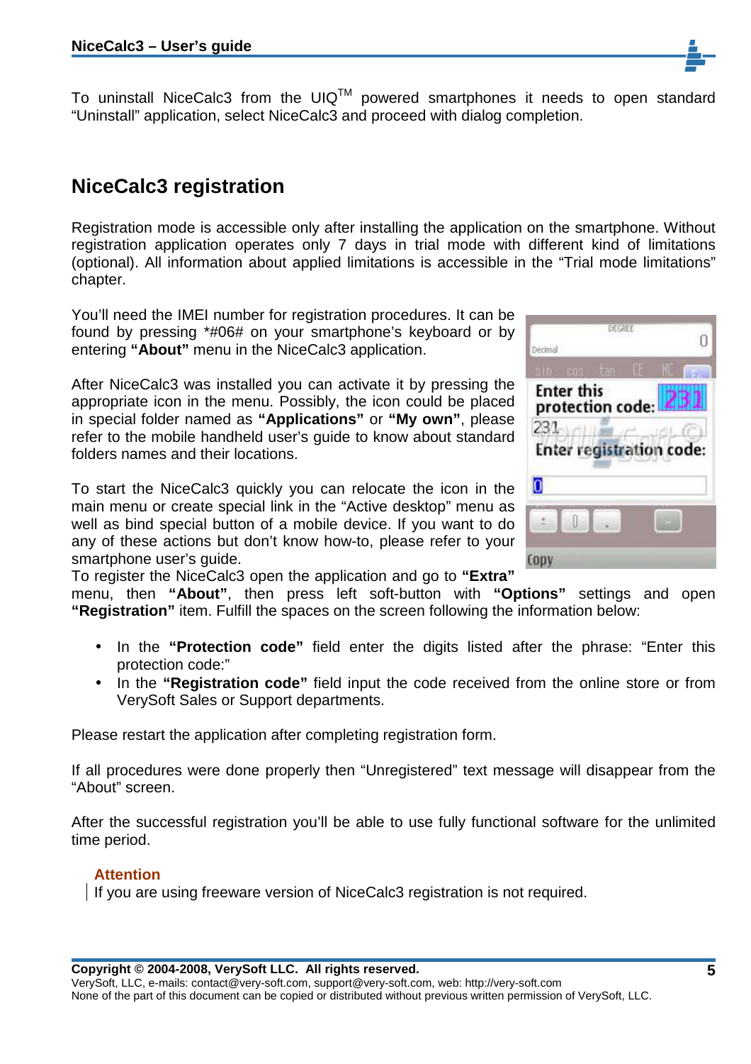To uninstall NiceCalc3 from the UIQ™ powered smartphones it needs to open standard "Uninstall" application, select NiceCalc3 and proceed with dialog completion.

## NiceCalc3 registration

Registration mode is accessible only after installing the application on the smartphone. Without registration application operates only 7 days in trial mode with different kind of limitations (optional). All information about applied limitations is accessible in the "Trial mode limitations" chapter.

You'll need the IMEI number for registration procedures. It can be found by pressing *#06# on your smartphone's keyboard or by entering **"About"** menu in the NiceCalc3 application.

After NiceCalc3 was installed you can activate it by pressing the appropriate icon in the menu. Possibly, the icon could be placed in special folder named as **"Applications"** or **"My own"**, please refer to the mobile handheld user's guide to know about standard folders names and their locations.

To start the NiceCalc3 quickly you can relocate the icon in the main menu or create special link in the "Active desktop" menu as well as bind special button of a mobile device. If you want to do any of these actions but don't know how-to, please refer to your smartphone user's guide.

To register the NiceCalc3 open the application and go to **"Extra"** menu, then **"About"**, then press left soft-button with **"Options"** settings and open **"Registration"** item. Fulfill the spaces on the screen following the information below:

- In the **"Protection code"** field enter the digits listed after the phrase: "Enter this protection code:"
- In the **"Registration code"** field input the code received from the online store or from VerySoft Sales or Support departments.

Please restart the application after completing registration form.

If all procedures were done properly then "Unregistered" text message will disappear from the "About" screen.

After the successful registration you'll be able to use fully functional software for the unlimited time period.

**Attention**

If you are using freeware version of NiceCalc3 registration is not required.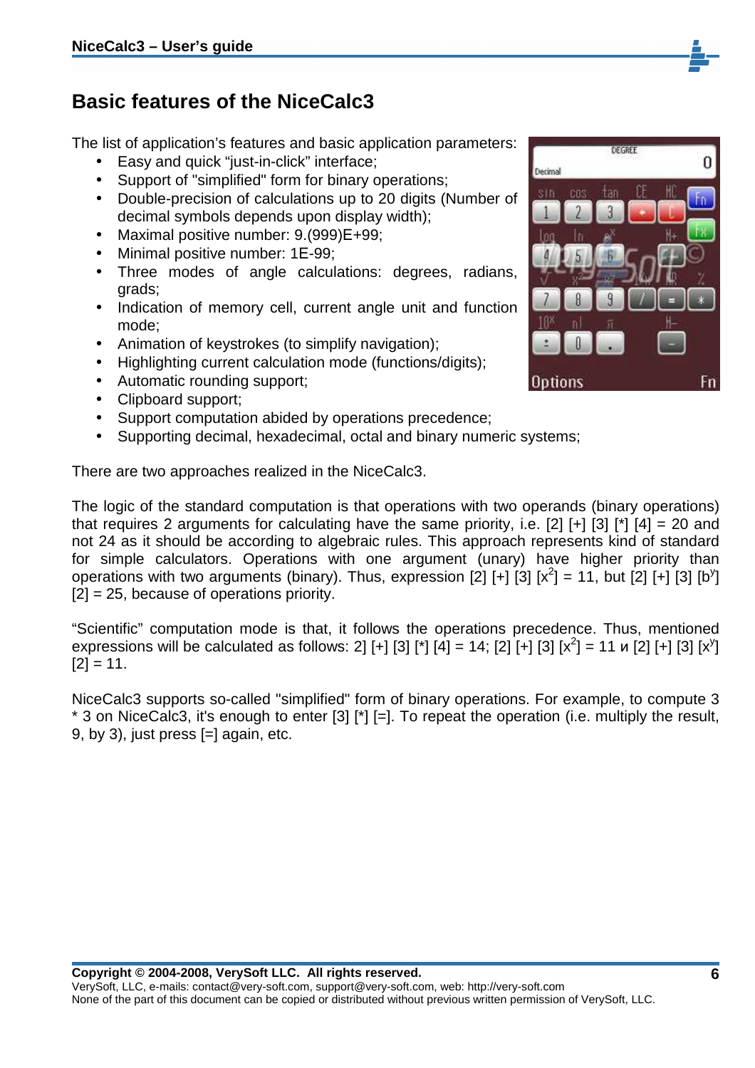# Basic features of the NiceCalc3

The list of application's features and basic application parameters:

- Easy and quick "just-in-click" interface;
- Support of "simplified" form for binary operations;
- Double-precision of calculations up to 20 digits (Number of decimal symbols depends upon display width);
- Maximal positive number: 9.(999)E+99;
- Minimal positive number: 1E-99;
- Three modes of angle calculations: degrees, radians, grads;
- Indication of memory cell, current angle unit and function mode;
- Animation of keystrokes (to simplify navigation);
- Highlighting current calculation mode (functions/digits);
- Automatic rounding support;
- Clipboard support;
- Support computation abided by operations precedence;
- Supporting decimal, hexadecimal, octal and binary numeric systems;

There are two approaches realized in the NiceCalc3.

The logic of the standard computation is that operations with two operands (binary operations) that requires 2 arguments for calculating have the same priority, i.e. [2] [+] [3] [*] [4] = 20 and not 24 as it should be according to algebraic rules. This approach represents kind of standard for simple calculators. Operations with one argument (unary) have higher priority than operations with two arguments (binary). Thus, expression [2] [+] [3] [$x^2$] = 11, but [2] [+] [3] [$b^y$] [2] = 25, because of operations priority.

"Scientific" computation mode is that, it follows the operations precedence. Thus, mentioned expressions will be calculated as follows: 2] [+] [3] [*] [4] = 14; [2] [+] [3] [$x^2$] = 11 и [2] [+] [3] [$x^y$] [2] = 11.

NiceCalc3 supports so-called "simplified" form of binary operations. For example, to compute 3 * 3 on NiceCalc3, it's enough to enter [3] [*] [=]. To repeat the operation (i.e. multiply the result, 9, by 3), just press [=] again, etc.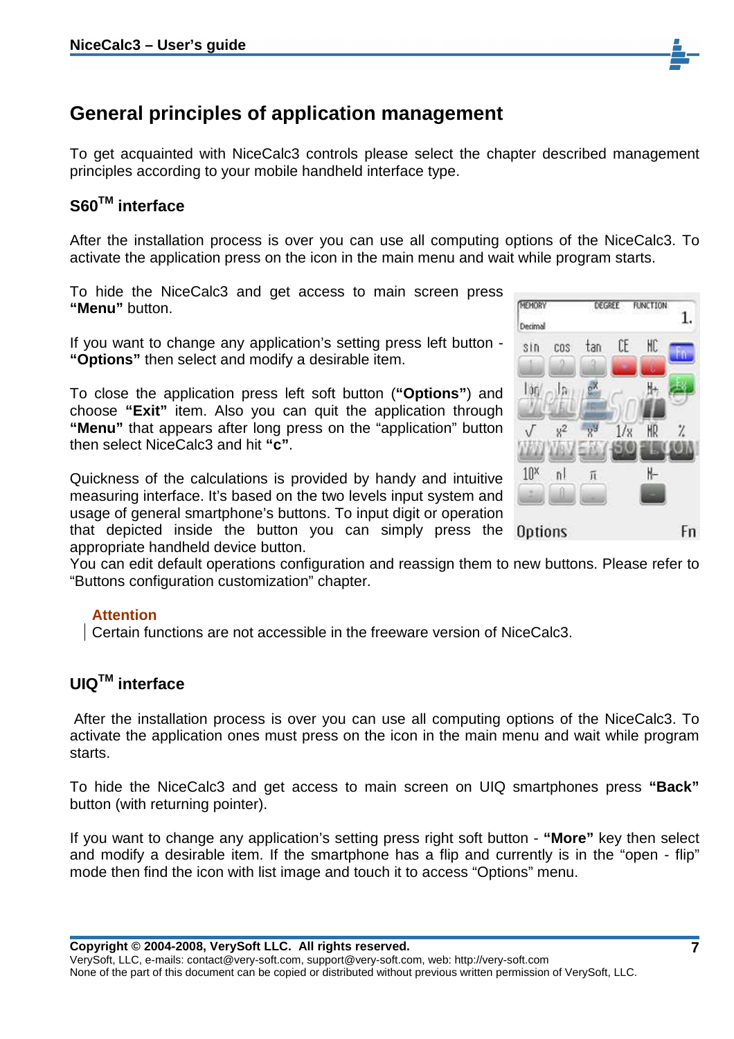# General principles of application management

To get acquainted with NiceCalc3 controls please select the chapter described management principles according to your mobile handheld interface type.

## S60™ interface

After the installation process is over you can use all computing options of the NiceCalc3. To activate the application press on the icon in the main menu and wait while program starts.

To hide the NiceCalc3 and get access to main screen press **"Menu"** button.

If you want to change any application's setting press left button - **"Options"** then select and modify a desirable item.

To close the application press left soft button (**"Options"**) and choose **"Exit"** item. Also you can quit the application through **"Menu"** that appears after long press on the "application" button then select NiceCalc3 and hit **"c"**.

Quickness of the calculations is provided by handy and intuitive measuring interface. It's based on the two levels input system and usage of general smartphone's buttons. To input digit or operation that depicted inside the button you can simply press the appropriate handheld device button.

You can edit default operations configuration and reassign them to new buttons. Please refer to "Buttons configuration customization" chapter.

> **Attention**
> Certain functions are not accessible in the freeware version of NiceCalc3.

## UIQ™ interface

After the installation process is over you can use all computing options of the NiceCalc3. To activate the application ones must press on the icon in the main menu and wait while program starts.

To hide the NiceCalc3 and get access to main screen on UIQ smartphones press **"Back"** button (with returning pointer).

If you want to change any application's setting press right soft button - **"More"** key then select and modify a desirable item. If the smartphone has a flip and currently is in the "open - flip" mode then find the icon with list image and touch it to access "Options" menu.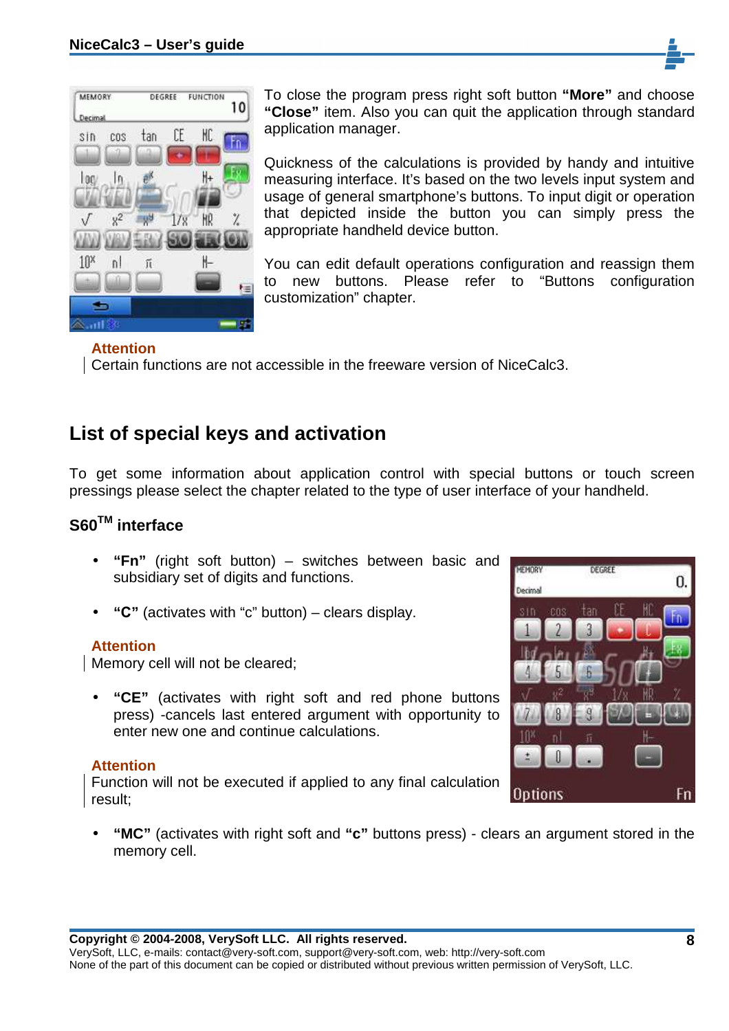To close the program press right soft button **"More"** and choose **"Close"** item. Also you can quit the application through standard application manager.

Quickness of the calculations is provided by handy and intuitive measuring interface. It's based on the two levels input system and usage of general smartphone's buttons. To input digit or operation that depicted inside the button you can simply press the appropriate handheld device button.

You can edit default operations configuration and reassign them to new buttons. Please refer to "Buttons configuration customization" chapter.

**Attention**

Certain functions are not accessible in the freeware version of NiceCalc3.

## List of special keys and activation

To get some information about application control with special buttons or touch screen pressings please select the chapter related to the type of user interface of your handheld.

### S60™ interface

- **"Fn"** (right soft button) – switches between basic and subsidiary set of digits and functions.
- **"C"** (activates with "c" button) – clears display.

**Attention**

Memory cell will not be cleared;

- **"CE"** (activates with right soft and red phone buttons press) -cancels last entered argument with opportunity to enter new one and continue calculations.

**Attention**

Function will not be executed if applied to any final calculation result;

- **"MC"** (activates with right soft and **"c"** buttons press) - clears an argument stored in the memory cell.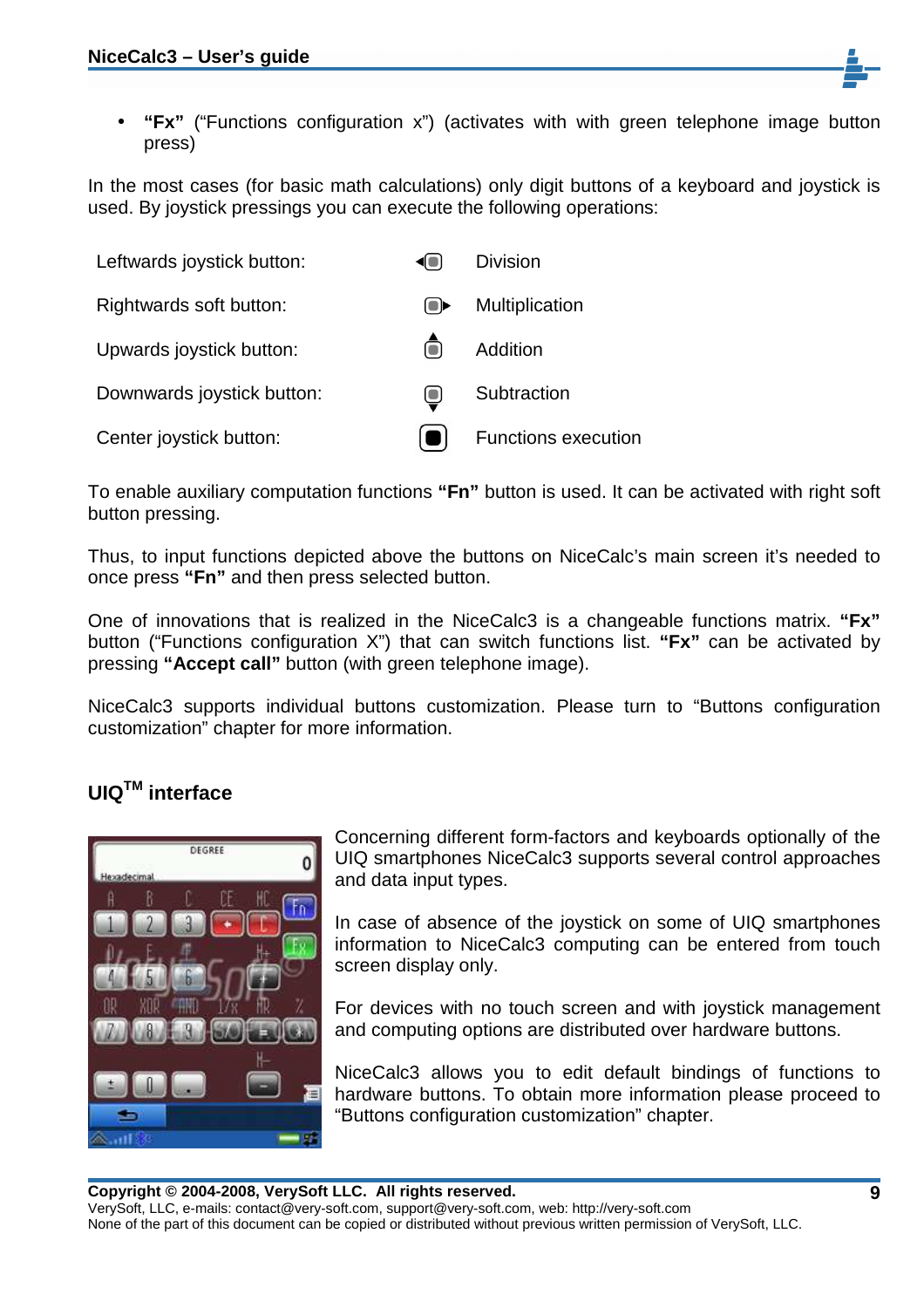- **"Fx"** ("Functions configuration x") (activates with with green telephone image button press)

In the most cases (for basic math calculations) only digit buttons of a keyboard and joystick is used. By joystick pressings you can execute the following operations:

| | | |
|---|---|---|
| Leftwards joystick button: | | Division |
| Rightwards soft button: | | Multiplication |
| Upwards joystick button: | | Addition |
| Downwards joystick button: | | Subtraction |
| Center joystick button: | | Functions execution |

To enable auxiliary computation functions **"Fn"** button is used. It can be activated with right soft button pressing.

Thus, to input functions depicted above the buttons on NiceCalc's main screen it's needed to once press **"Fn"** and then press selected button.

One of innovations that is realized in the NiceCalc3 is a changeable functions matrix. **"Fx"** button ("Functions configuration X") that can switch functions list. **"Fx"** can be activated by pressing **"Accept call"** button (with green telephone image).

NiceCalc3 supports individual buttons customization. Please turn to "Buttons configuration customization" chapter for more information.

## UIQ[TM] interface

Concerning different form-factors and keyboards optionally of the UIQ smartphones NiceCalc3 supports several control approaches and data input types.

In case of absence of the joystick on some of UIQ smartphones information to NiceCalc3 computing can be entered from touch screen display only.

For devices with no touch screen and with joystick management and computing options are distributed over hardware buttons.

NiceCalc3 allows you to edit default bindings of functions to hardware buttons. To obtain more information please proceed to "Buttons configuration customization" chapter.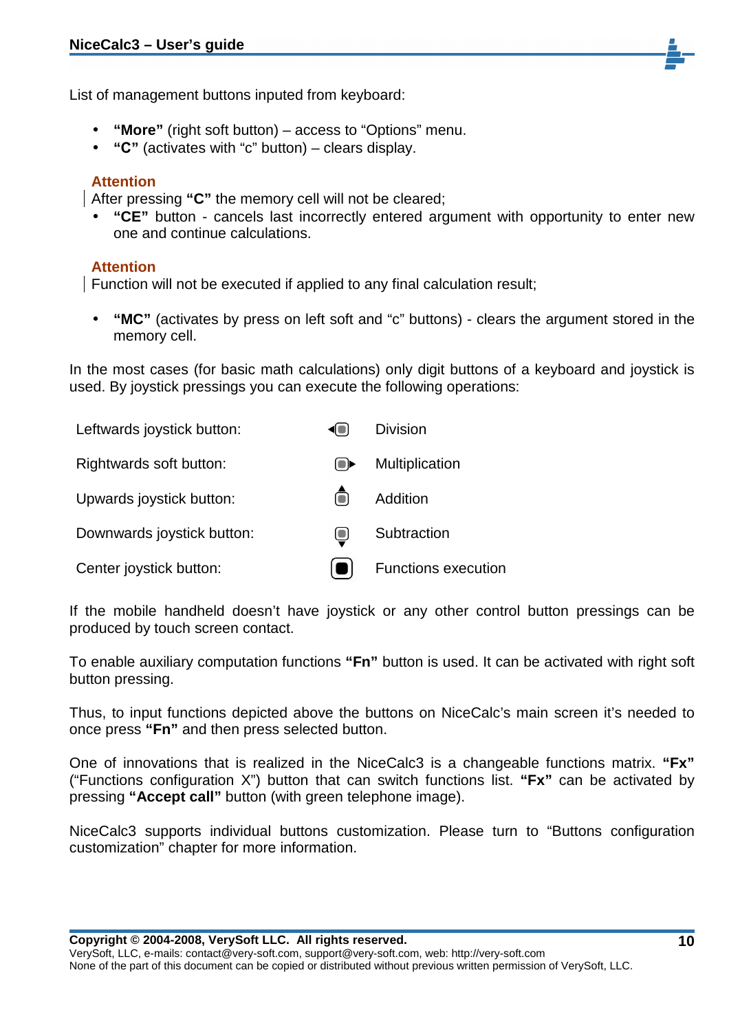List of management buttons inputed from keyboard:

- **"More"** (right soft button) – access to "Options" menu.
- **"C"** (activates with "c" button) – clears display.

**Attention**

After pressing **"C"** the memory cell will not be cleared;

- **"CE"** button - cancels last incorrectly entered argument with opportunity to enter new one and continue calculations.

**Attention**

Function will not be executed if applied to any final calculation result;

- **"MC"** (activates by press on left soft and "c" buttons) - clears the argument stored in the memory cell.

In the most cases (for basic math calculations) only digit buttons of a keyboard and joystick is used. By joystick pressings you can execute the following operations:

| | | |
|---|---|---|
| Leftwards joystick button: | ◀ | Division |
| Rightwards soft button: | ▶ | Multiplication |
| Upwards joystick button: | ▲ | Addition |
| Downwards joystick button: | ▼ | Subtraction |
| Center joystick button: | ■ | Functions execution |

If the mobile handheld doesn't have joystick or any other control button pressings can be produced by touch screen contact.

To enable auxiliary computation functions **"Fn"** button is used. It can be activated with right soft button pressing.

Thus, to input functions depicted above the buttons on NiceCalc's main screen it's needed to once press **"Fn"** and then press selected button.

One of innovations that is realized in the NiceCalc3 is a changeable functions matrix. **"Fx"** ("Functions configuration X") button that can switch functions list. **"Fx"** can be activated by pressing **"Accept call"** button (with green telephone image).

NiceCalc3 supports individual buttons customization. Please turn to "Buttons configuration customization" chapter for more information.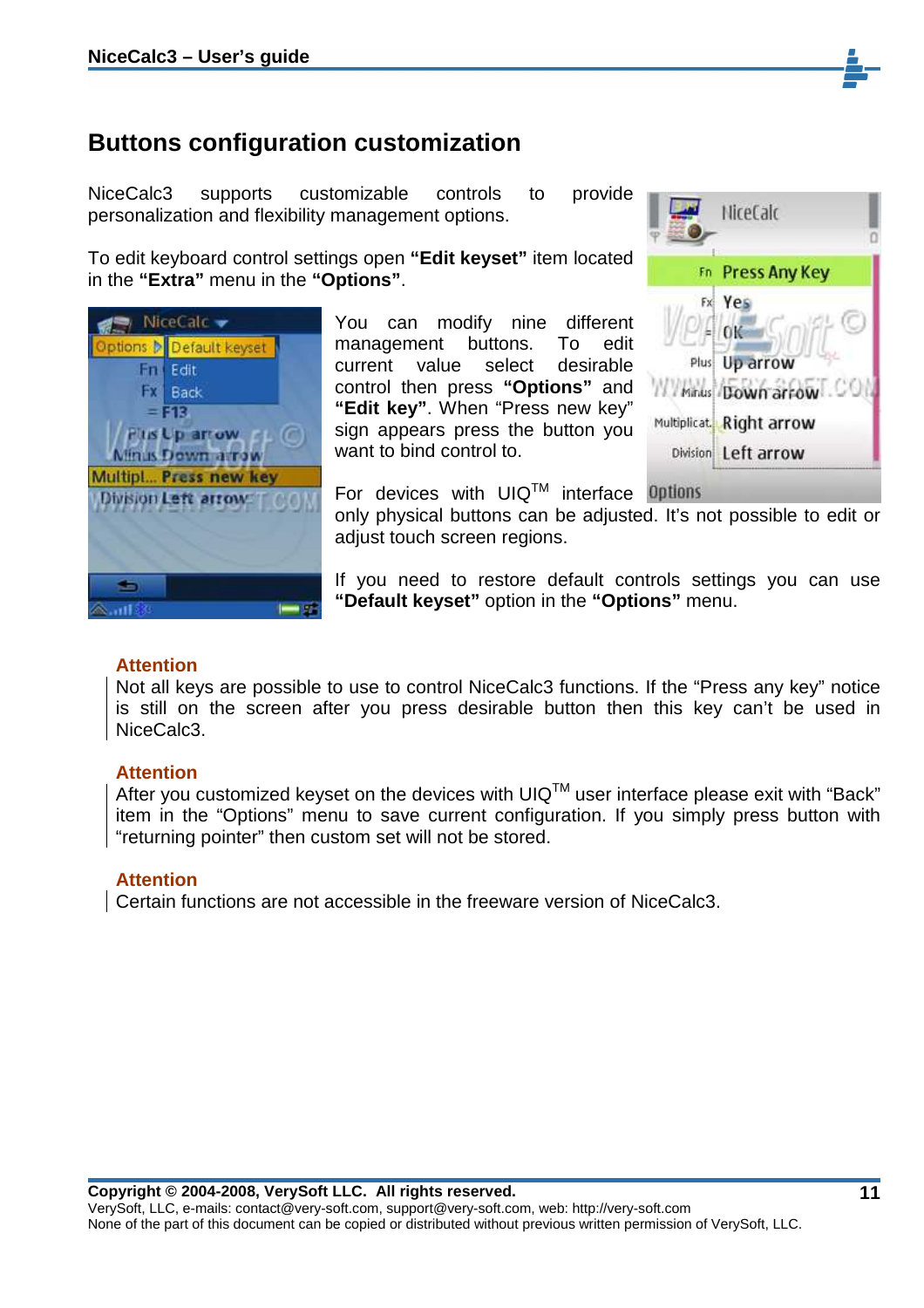# Buttons configuration customization

NiceCalc3 supports customizable controls to provide personalization and flexibility management options.

To edit keyboard control settings open **"Edit keyset"** item located in the **"Extra"** menu in the **"Options"**.

You can modify nine different management buttons. To edit current value select desirable control then press **"Options"** and **"Edit key"**. When "Press new key" sign appears press the button you want to bind control to.

For devices with UIQ™ interface only physical buttons can be adjusted. It's not possible to edit or adjust touch screen regions.

If you need to restore default controls settings you can use **"Default keyset"** option in the **"Options"** menu.

**Attention**

Not all keys are possible to use to control NiceCalc3 functions. If the "Press any key" notice is still on the screen after you press desirable button then this key can't be used in NiceCalc3.

**Attention**

After you customized keyset on the devices with UIQ™ user interface please exit with "Back" item in the "Options" menu to save current configuration. If you simply press button with "returning pointer" then custom set will not be stored.

**Attention**

Certain functions are not accessible in the freeware version of NiceCalc3.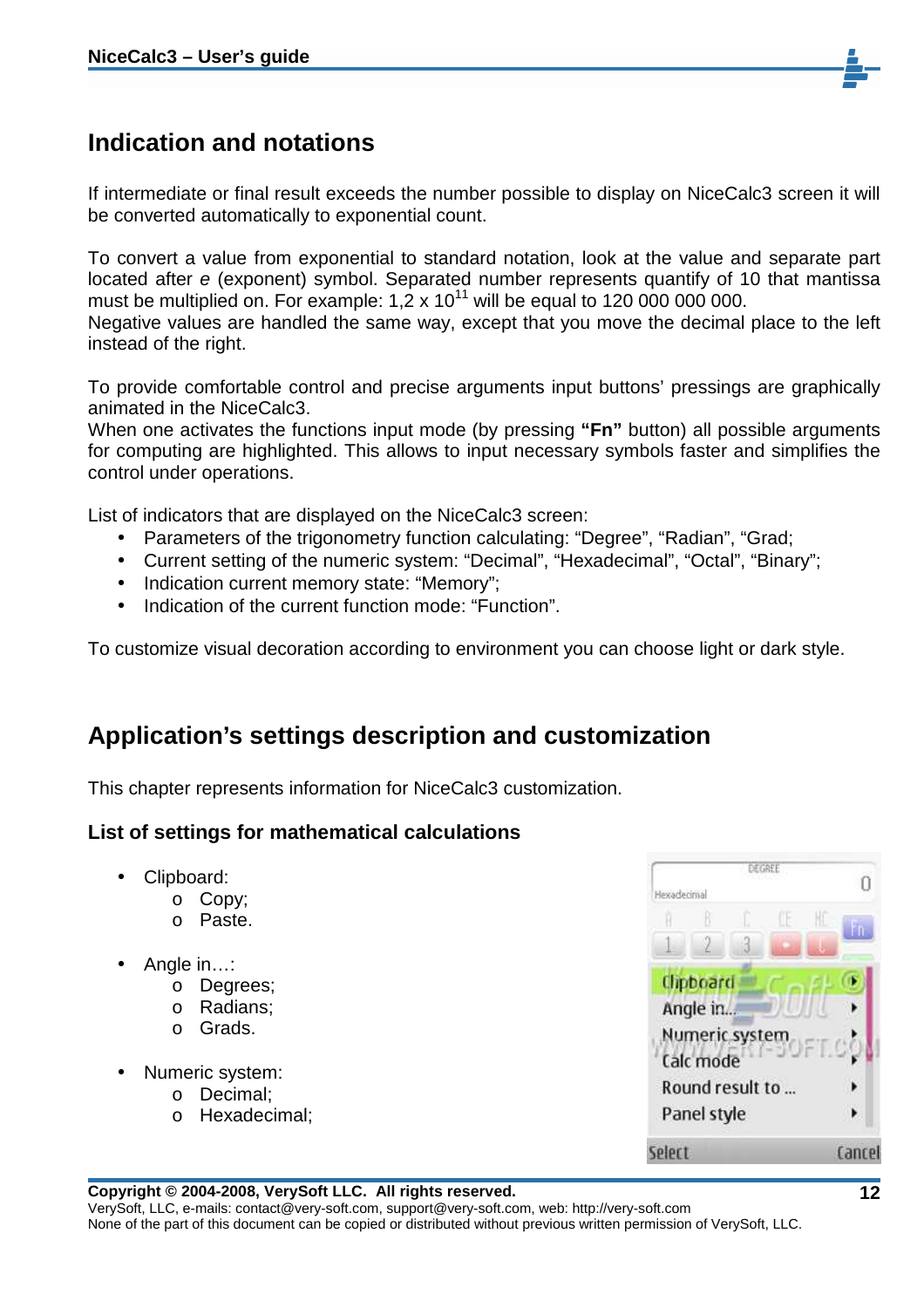## Indication and notations

If intermediate or final result exceeds the number possible to display on NiceCalc3 screen it will be converted automatically to exponential count.

To convert a value from exponential to standard notation, look at the value and separate part located after *e* (exponent) symbol. Separated number represents quantify of 10 that mantissa must be multiplied on. For example: 1,2 x $10^{11}$ will be equal to 120 000 000 000.
Negative values are handled the same way, except that you move the decimal place to the left instead of the right.

To provide comfortable control and precise arguments input buttons' pressings are graphically animated in the NiceCalc3.
When one activates the functions input mode (by pressing **"Fn"** button) all possible arguments for computing are highlighted. This allows to input necessary symbols faster and simplifies the control under operations.

List of indicators that are displayed on the NiceCalc3 screen:

- Parameters of the trigonometry function calculating: "Degree", "Radian", "Grad;
- Current setting of the numeric system: "Decimal", "Hexadecimal", "Octal", "Binary";
- Indication current memory state: "Memory";
- Indication of the current function mode: "Function".

To customize visual decoration according to environment you can choose light or dark style.

## Application's settings description and customization

This chapter represents information for NiceCalc3 customization.

### List of settings for mathematical calculations

- Clipboard:
  - Copy;
  - Paste.
- Angle in…:
  - Degrees;
  - Radians;
  - Grads.
- Numeric system:
  - Decimal;
  - Hexadecimal;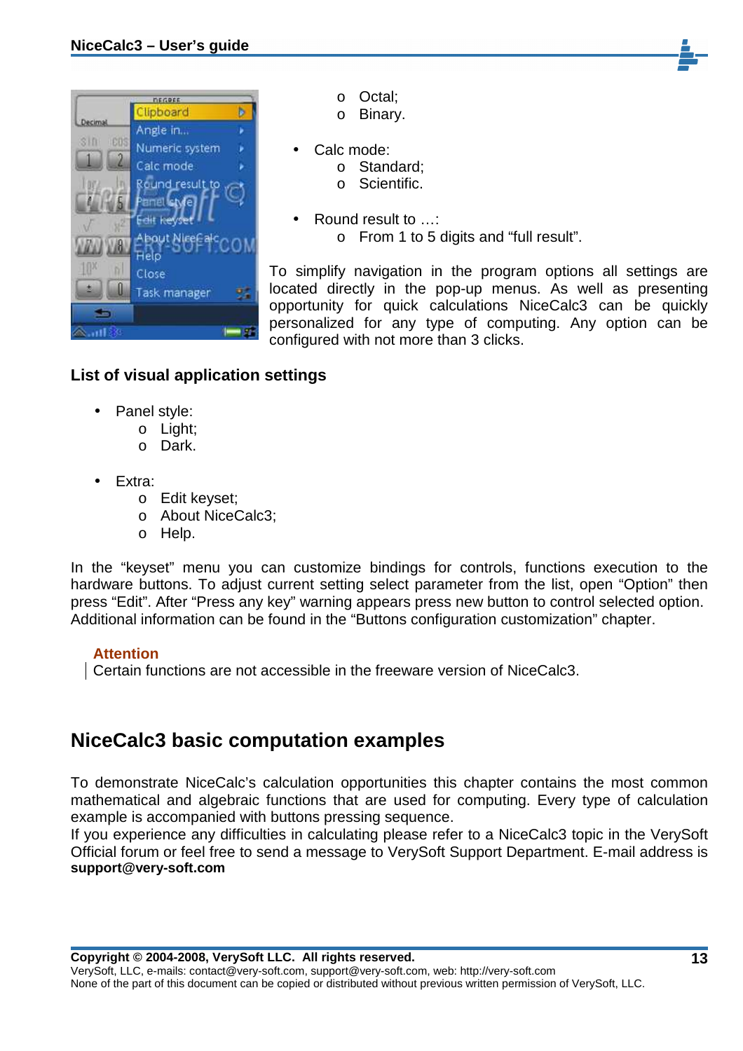- Octal;
- Binary.

- Calc mode:
  - Standard;
  - Scientific.

- Round result to …:
  - From 1 to 5 digits and "full result".

To simplify navigation in the program options all settings are located directly in the pop-up menus. As well as presenting opportunity for quick calculations NiceCalc3 can be quickly personalized for any type of computing. Any option can be configured with not more than 3 clicks.

### List of visual application settings

- Panel style:
  - Light;
  - Dark.

- Extra:
  - Edit keyset;
  - About NiceCalc3;
  - Help.

In the "keyset" menu you can customize bindings for controls, functions execution to the hardware buttons. To adjust current setting select parameter from the list, open "Option" then press "Edit". After "Press any key" warning appears press new button to control selected option. Additional information can be found in the "Buttons configuration customization" chapter.

> **Attention**
> Certain functions are not accessible in the freeware version of NiceCalc3.

## NiceCalc3 basic computation examples

To demonstrate NiceCalc's calculation opportunities this chapter contains the most common mathematical and algebraic functions that are used for computing. Every type of calculation example is accompanied with buttons pressing sequence.
If you experience any difficulties in calculating please refer to a NiceCalc3 topic in the VerySoft Official forum or feel free to send a message to VerySoft Support Department. E-mail address is **support@very-soft.com**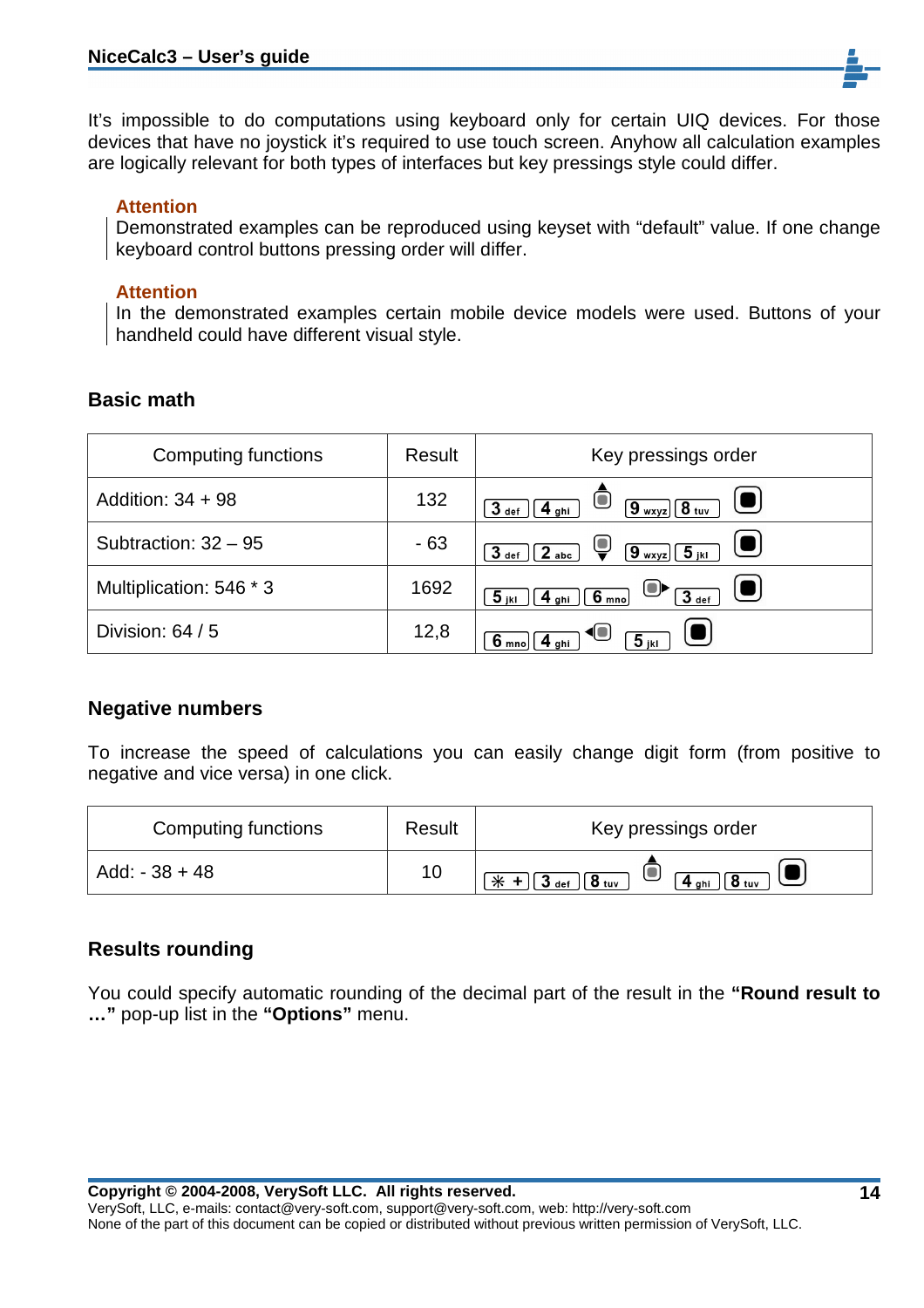It's impossible to do computations using keyboard only for certain UIQ devices. For those devices that have no joystick it's required to use touch screen. Anyhow all calculation examples are logically relevant for both types of interfaces but key pressings style could differ.

> **Attention**
> Demonstrated examples can be reproduced using keyset with "default" value. If one change keyboard control buttons pressing order will differ.

> **Attention**
> In the demonstrated examples certain mobile device models were used. Buttons of your handheld could have different visual style.

## Basic math

| Computing functions | Result | Key pressings order |
|---|---|---|
| Addition: 34 + 98 | 132 | 3 def, 4 ghi, ▲, 9 wxyz, 8 tuv, ■ |
| Subtraction: 32 – 95 | - 63 | 3 def, 2 abc, ▼, 9 wxyz, 5 jkl, ■ |
| Multiplication: 546 * 3 | 1692 | 5 jkl, 4 ghi, 6 mno, ▶, 3 def, ■ |
| Division: 64 / 5 | 12,8 | 6 mno, 4 ghi, ◀, 5 jkl, ■ |

## Negative numbers

To increase the speed of calculations you can easily change digit form (from positive to negative and vice versa) in one click.

| Computing functions | Result | Key pressings order |
|---|---|---|
| Add: - 38 + 48 | 10 | * +, 3 def, 8 tuv, ▲, 4 ghi, 8 tuv, ■ |

## Results rounding

You could specify automatic rounding of the decimal part of the result in the **"Round result to …"** pop-up list in the **"Options"** menu.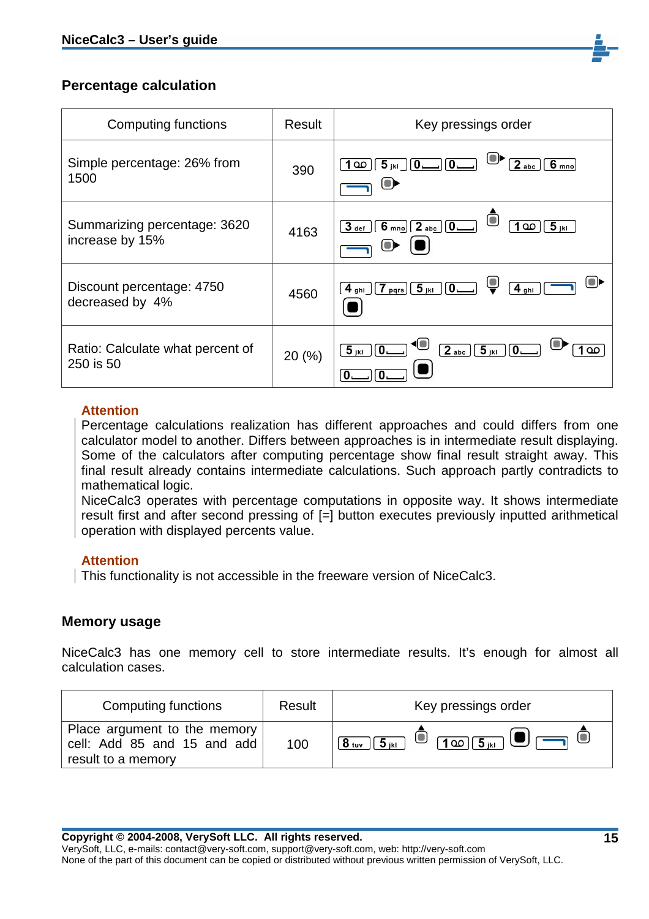## Percentage calculation

| Computing functions | Result | Key pressings order |
| --- | --- | --- |
| Simple percentage: 26% from 1500 | 390 | 1 5 jkl 0 0 ▶ 2 abc 6 mno ▶ |
| Summarizing percentage: 3620 increase by 15% | 4163 | 3 def 6 mno 2 abc 0 ▲ 1 5 jkl ▶ |
| Discount percentage: 4750 decreased by 4% | 4560 | 4 ghi 7 pqrs 5 jkl 0 ▼ 4 ghi ▶ |
| Ratio: Calculate what percent of 250 is 50 | 20 (%) | 5 jkl 0 ◀ 2 abc 5 jkl 0 ▶ 1 0 0 |

**Attention**

Percentage calculations realization has different approaches and could differs from one calculator model to another. Differs between approaches is in intermediate result displaying. Some of the calculators after computing percentage show final result straight away. This final result already contains intermediate calculations. Such approach partly contradicts to mathematical logic.

NiceCalc3 operates with percentage computations in opposite way. It shows intermediate result first and after second pressing of [=] button executes previously inputted arithmetical operation with displayed percents value.

**Attention**

This functionality is not accessible in the freeware version of NiceCalc3.

## Memory usage

NiceCalc3 has one memory cell to store intermediate results. It's enough for almost all calculation cases.

| Computing functions | Result | Key pressings order |
| --- | --- | --- |
| Place argument to the memory cell: Add 85 and 15 and add result to a memory | 100 | 8 tuv 5 jkl ▲ 1 5 jkl ▲ |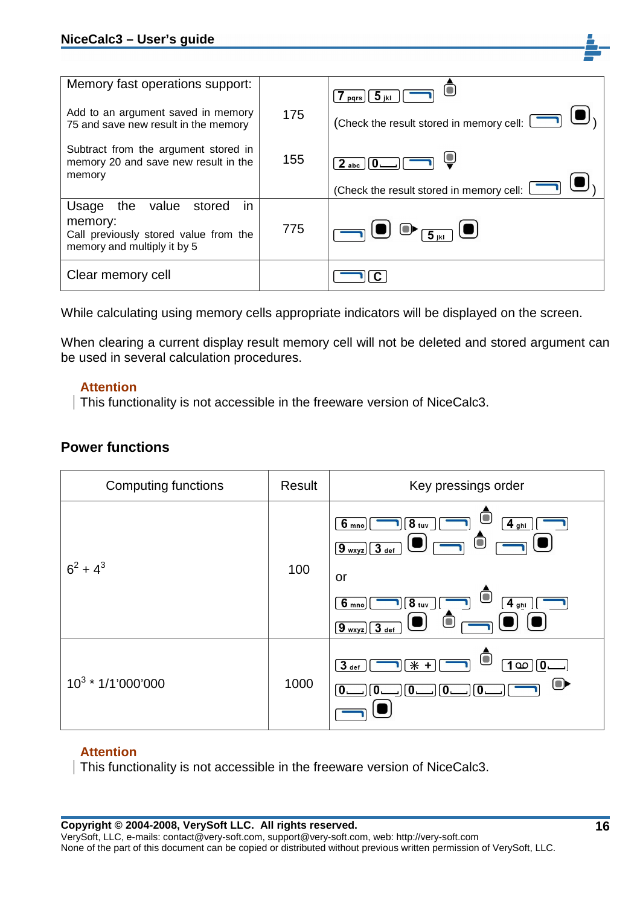| | | |
|---|---|---|
| Memory fast operations support:<br><br>Add to an argument saved in memory 75 and save new result in the memory<br><br>Subtract from the argument stored in memory 20 and save new result in the memory | 175<br><br>155 | 7 pqrs 5 jkl<br><br>(Check the result stored in memory cell: )<br><br>2 abc 0<br><br>(Check the result stored in memory cell: ) |
| Usage the value stored in memory:<br>Call previously stored value from the memory and multiply it by 5 | 775 | 5 jkl |
| Clear memory cell | | C |

While calculating using memory cells appropriate indicators will be displayed on the screen.

When clearing a current display result memory cell will not be deleted and stored argument can be used in several calculation procedures.

**Attention**

This functionality is not accessible in the freeware version of NiceCalc3.

## Power functions

| Computing functions | Result | Key pressings order |
|---|---|---|
| $6^2 + 4^3$ | 100 | 6 mno 8 tuv 4 ghi 9 wxyz 3 def<br><br>or<br><br>6 mno 8 tuv 4 ghi 9 wxyz 3 def |
| $10^3$ * 1/1'000'000 | 1000 | 3 def ✳ + 1 0 0 0 0 0 0 |

**Attention**

This functionality is not accessible in the freeware version of NiceCalc3.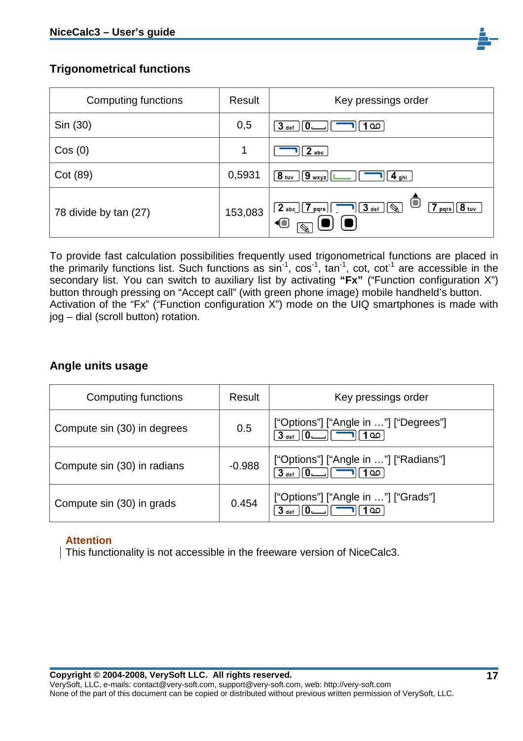## Trigonometrical functions

| Computing functions | Result | Key pressings order |
|---|---|---|
| Sin (30) | 0,5 | [3 def] [0] [ ] [1] |
| Cos (0) | 1 | [ ] [2 abc] |
| Cot (89) | 0,5931 | [8 tuv] [9 wxyz] [ ] [ ] [4 ghi] |
| 78 divide by tan (27) | 153,083 | [2 abc] [7 pqrs] [ ] [3 def] [ ] [ ] [7 pqrs] [8 tuv] [ ] [ ] [ ] [ ] |

To provide fast calculation possibilities frequently used trigonometrical functions are placed in the primarily functions list. Such functions as $\sin^{-1}$, $\cos^{-1}$, $\tan^{-1}$, cot, $\cot^{-1}$ are accessible in the secondary list. You can switch to auxiliary list by activating **"Fx"** ("Function configuration X") button through pressing on "Accept call" (with green phone image) mobile handheld's button. Activation of the "Fx" ("Function configuration X") mode on the UIQ smartphones is made with jog – dial (scroll button) rotation.

## Angle units usage

| Computing functions | Result | Key pressings order |
|---|---|---|
| Compute sin (30) in degrees | 0.5 | ["Options"] ["Angle in …"] ["Degrees"] [3 def] [0] [ ] [1] |
| Compute sin (30) in radians | -0.988 | ["Options"] ["Angle in …"] ["Radians"] [3 def] [0] [ ] [1] |
| Compute sin (30) in grads | 0.454 | ["Options"] ["Angle in …"] ["Grads"] [3 def] [0] [ ] [1] |

**Attention**

This functionality is not accessible in the freeware version of NiceCalc3.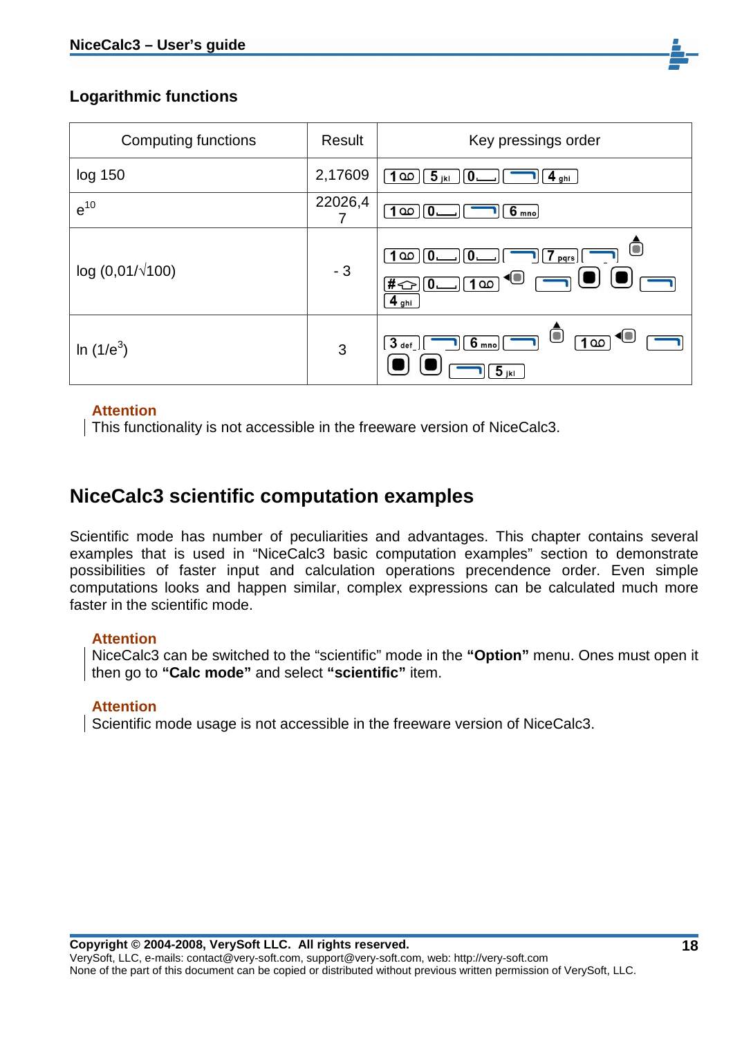## Logarithmic functions

| Computing functions | Result | Key pressings order |
|---|---|---|
| log 150 | 2,17609 | 1 5 jkl 0 4 ghi |
| $e^{10}$ | 22026,47 | 1 0 6 mno |
| log (0,01/√100) | - 3 | 1 0 0 7 pqrs # 0 1 4 ghi |
| ln $(1/e^3)$ | 3 | 3 def 6 mno 1 5 jkl |

**Attention**

This functionality is not accessible in the freeware version of NiceCalc3.

## NiceCalc3 scientific computation examples

Scientific mode has number of peculiarities and advantages. This chapter contains several examples that is used in “NiceCalc3 basic computation examples” section to demonstrate possibilities of faster input and calculation operations precendence order. Even simple computations looks and happen similar, complex expressions can be calculated much more faster in the scientific mode.

**Attention**

NiceCalc3 can be switched to the “scientific” mode in the **“Option”** menu. Ones must open it then go to **“Calc mode”** and select **“scientific”** item.

**Attention**

Scientific mode usage is not accessible in the freeware version of NiceCalc3.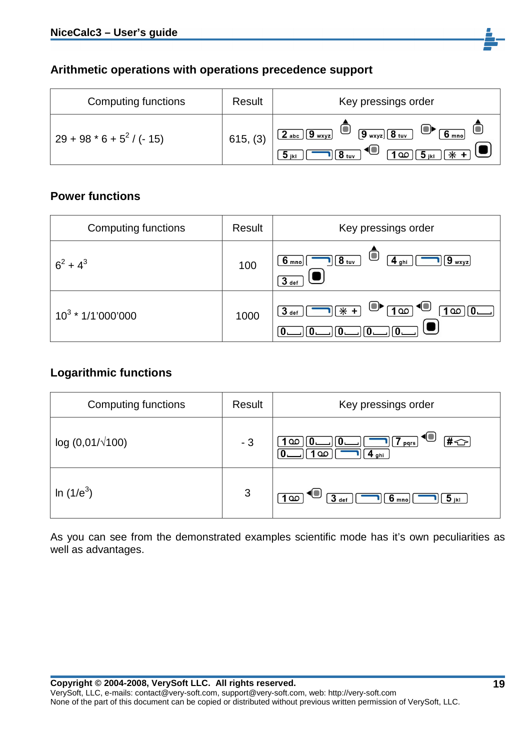## Arithmetic operations with operations precedence support

| Computing functions | Result | Key pressings order |
|---|---|---|
| $29 + 98 * 6 + 5^2 / (-15)$ | 615, (3) | 2 abc, 9 wxyz, ▲, 9 wxyz, 8 tuv, ▶, 6 mno, ▲, 5 jkl, ⌐, 8 tuv, ◀, 1, 5 jkl, * +, ● |

## Power functions

| Computing functions | Result | Key pressings order |
|---|---|---|
| $6^2 + 4^3$ | 100 | 6 mno, ⌐, 8 tuv, ▲, 4 ghi, ⌐, 9 wxyz, 3 def, ● |
| $10^3$ * 1/1'000'000 | 1000 | 3 def, ⌐, * +, ▶, 1, ◀, 1, 0, 0, 0, 0, 0, 0, ● |

## Logarithmic functions

| Computing functions | Result | Key pressings order |
|---|---|---|
| log (0,01/√100) | - 3 | 1, 0, 0, ⌐, 7 pqrs, ◀, # ⇧, 0, 1, ⌐, 4 ghi |
| $\ln (1/e^3)$ | 3 | 1, ◀, 3 def, ⌐, 6 mno, ⌐, 5 jkl |

As you can see from the demonstrated examples scientific mode has it's own peculiarities as well as advantages.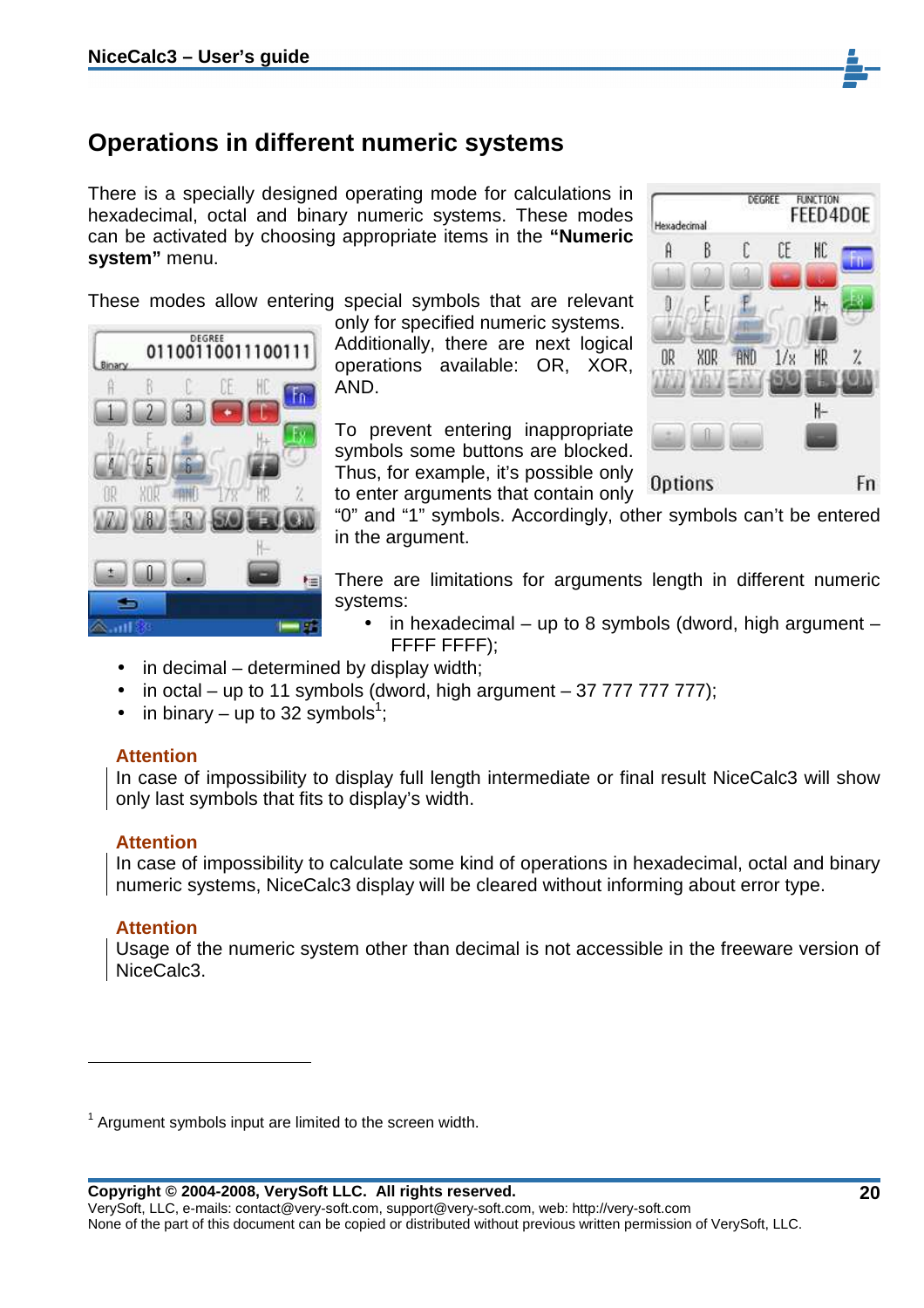## Operations in different numeric systems

There is a specially designed operating mode for calculations in hexadecimal, octal and binary numeric systems. These modes can be activated by choosing appropriate items in the **“Numeric system”** menu.

These modes allow entering special symbols that are relevant only for specified numeric systems. Additionally, there are next logical operations available: OR, XOR, AND.

To prevent entering inappropriate symbols some buttons are blocked. Thus, for example, it’s possible only to enter arguments that contain only “0” and “1” symbols. Accordingly, other symbols can’t be entered in the argument.

There are limitations for arguments length in different numeric systems:

- in hexadecimal – up to 8 symbols (dword, high argument – FFFF FFFF);
- in decimal – determined by display width;
- in octal – up to 11 symbols (dword, high argument – 37 777 777 777);
- in binary – up to 32 symbols[1];

**Attention**

In case of impossibility to display full length intermediate or final result NiceCalc3 will show only last symbols that fits to display’s width.

**Attention**

In case of impossibility to calculate some kind of operations in hexadecimal, octal and binary numeric systems, NiceCalc3 display will be cleared without informing about error type.

**Attention**

Usage of the numeric system other than decimal is not accessible in the freeware version of NiceCalc3.

---

[1] Argument symbols input are limited to the screen width.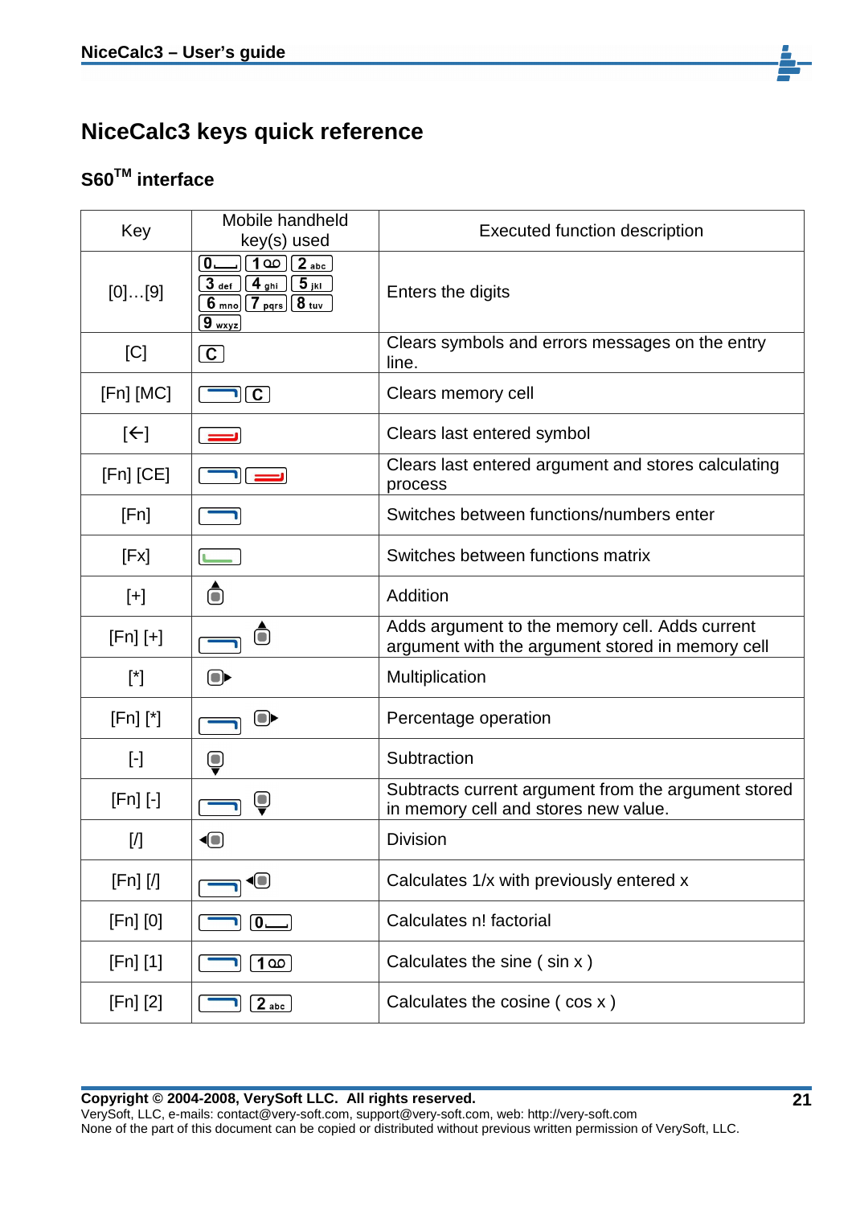# NiceCalc3 keys quick reference

## S60[TM] interface

| Key | Mobile handheld key(s) used | Executed function description |
|---|---|---|
| [0]…[9] | 0 1 2 3 4 5 6 7 8 9 | Enters the digits |
| [C] | C | Clears symbols and errors messages on the entry line. |
| [Fn] [MC] | C | Clears memory cell |
| [←] | | Clears last entered symbol |
| [Fn] [CE] | | Clears last entered argument and stores calculating process |
| [Fn] | | Switches between functions/numbers enter |
| [Fx] | | Switches between functions matrix |
| [+] | | Addition |
| [Fn] [+] | | Adds argument to the memory cell. Adds current argument with the argument stored in memory cell |
| [*] | | Multiplication |
| [Fn] [*] | | Percentage operation |
| [-] | | Subtraction |
| [Fn] [-] | | Subtracts current argument from the argument stored in memory cell and stores new value. |
| [/] | | Division |
| [Fn] [/] | | Calculates 1/x with previously entered x |
| [Fn] [0] | 0 | Calculates n! factorial |
| [Fn] [1] | 1 | Calculates the sine ( sin x ) |
| [Fn] [2] | 2 abc | Calculates the cosine ( cos x ) |

**Copyright © 2004-2008, VerySoft LLC. All rights reserved.**
VerySoft, LLC, e-mails: contact@very-soft.com, support@very-soft.com, web: http://very-soft.com
None of the part of this document can be copied or distributed without previous written permission of VerySoft, LLC.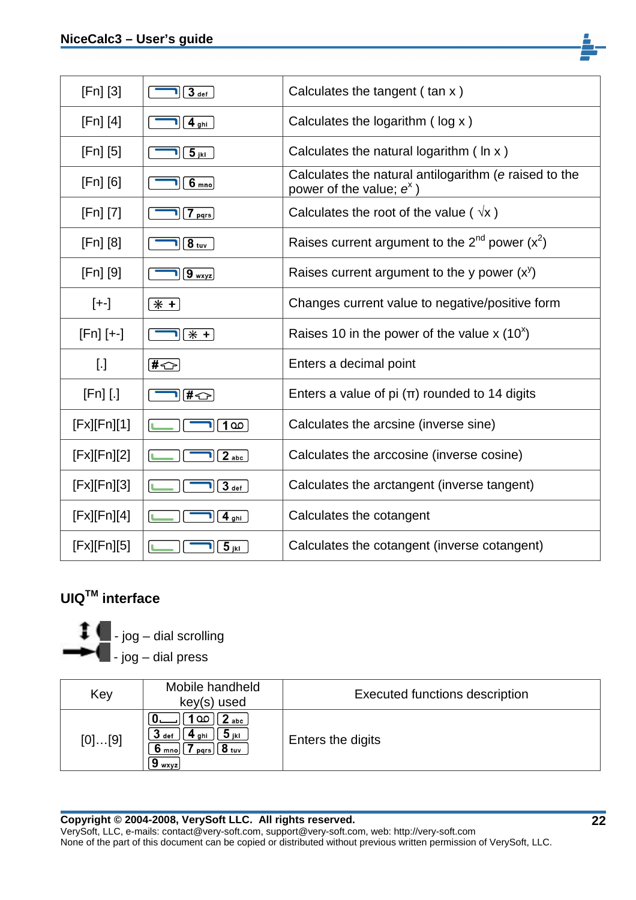| | | |
|---|---|---|
| [Fn] [3] | [Fn] [3 def] | Calculates the tangent ( tan x ) |
| [Fn] [4] | [Fn] [4 ghi] | Calculates the logarithm ( log x ) |
| [Fn] [5] | [Fn] [5 jkl] | Calculates the natural logarithm ( ln x ) |
| [Fn] [6] | [Fn] [6 mno] | Calculates the natural antilogarithm (*e* raised to the power of the value; $e^x$ ) |
| [Fn] [7] | [Fn] [7 pqrs] | Calculates the root of the value ( √x ) |
| [Fn] [8] | [Fn] [8 tuv] | Raises current argument to the 2nd power ($x^2$) |
| [Fn] [9] | [Fn] [9 wxyz] | Raises current argument to the y power ($x^y$) |
| [+-] | [✳ +] | Changes current value to negative/positive form |
| [Fn] [+-] | [Fn] [✳ +] | Raises 10 in the power of the value x ($10^x$) |
| [.] | [#⇧] | Enters a decimal point |
| [Fn] [.] | [Fn] [#⇧] | Enters a value of pi (π) rounded to 14 digits |
| [Fx][Fn][1] | [Fx] [Fn] [1 ꝏ] | Calculates the arcsine (inverse sine) |
| [Fx][Fn][2] | [Fx] [Fn] [2 abc] | Calculates the arccosine (inverse cosine) |
| [Fx][Fn][3] | [Fx] [Fn] [3 def] | Calculates the arctangent (inverse tangent) |
| [Fx][Fn][4] | [Fx] [Fn] [4 ghi] | Calculates the cotangent |
| [Fx][Fn][5] | [Fx] [Fn] [5 jkl] | Calculates the cotangent (inverse cotangent) |

## UIQ™ interface

↕ - jog – dial scrolling

→ - jog – dial press

| Key | Mobile handheld key(s) used | Executed functions description |
|---|---|---|
| [0]…[9] | [0 ␣] [1 ꝏ] [2 abc] [3 def] [4 ghi] [5 jkl] [6 mno] [7 pqrs] [8 tuv] [9 wxyz] | Enters the digits |

**Copyright © 2004-2008, VerySoft LLC. All rights reserved.**
VerySoft, LLC, e-mails: contact@very-soft.com, support@very-soft.com, web: http://very-soft.com
None of the part of this document can be copied or distributed without previous written permission of VerySoft, LLC.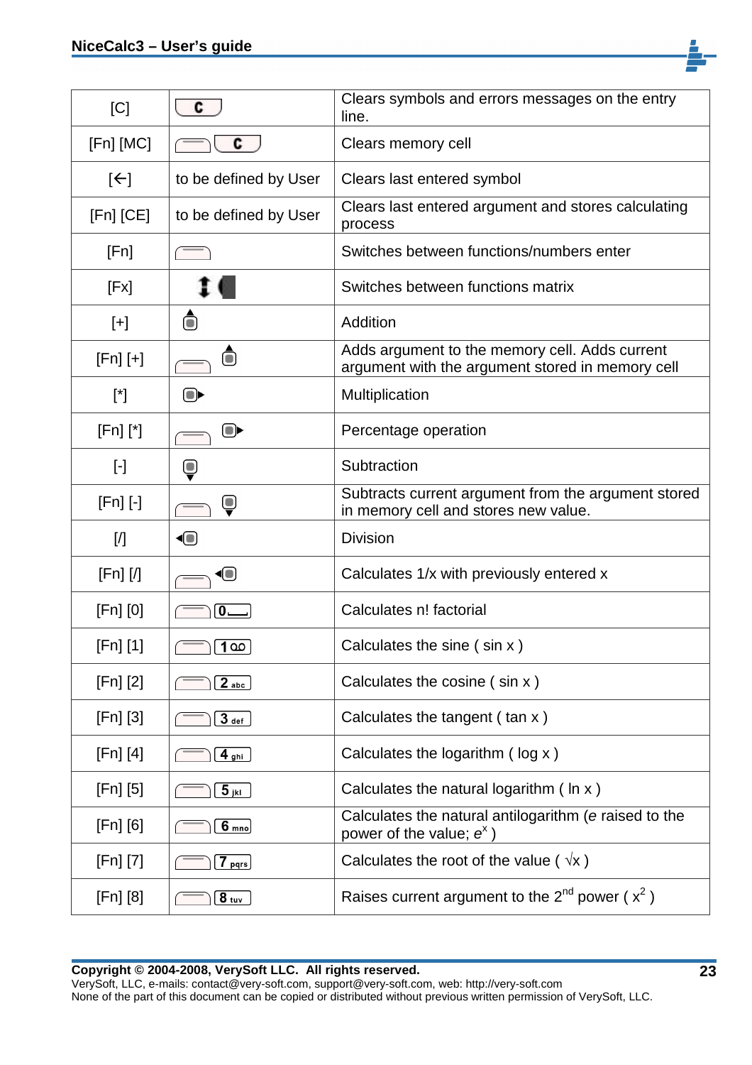| | | |
|---|---|---|
| [C] | | Clears symbols and errors messages on the entry line. |
| [Fn] [MC] | | Clears memory cell |
| [←] | to be defined by User | Clears last entered symbol |
| [Fn] [CE] | to be defined by User | Clears last entered argument and stores calculating process |
| [Fn] | | Switches between functions/numbers enter |
| [Fx] | | Switches between functions matrix |
| [+] | | Addition |
| [Fn] [+] | | Adds argument to the memory cell. Adds current argument with the argument stored in memory cell |
| [*] | | Multiplication |
| [Fn] [*] | | Percentage operation |
| [-] | | Subtraction |
| [Fn] [-] | | Subtracts current argument from the argument stored in memory cell and stores new value. |
| [/] | | Division |
| [Fn] [/] | | Calculates 1/x with previously entered x |
| [Fn] [0] | | Calculates n! factorial |
| [Fn] [1] | | Calculates the sine ( sin x ) |
| [Fn] [2] | | Calculates the cosine ( sin x ) |
| [Fn] [3] | | Calculates the tangent ( tan x ) |
| [Fn] [4] | | Calculates the logarithm ( log x ) |
| [Fn] [5] | | Calculates the natural logarithm ( ln x ) |
| [Fn] [6] | | Calculates the natural antilogarithm (*e* raised to the power of the value; $e^x$ ) |
| [Fn] [7] | | Calculates the root of the value ( $\sqrt{x}$ ) |
| [Fn] [8] | | Raises current argument to the 2nd power ( $x^2$ ) |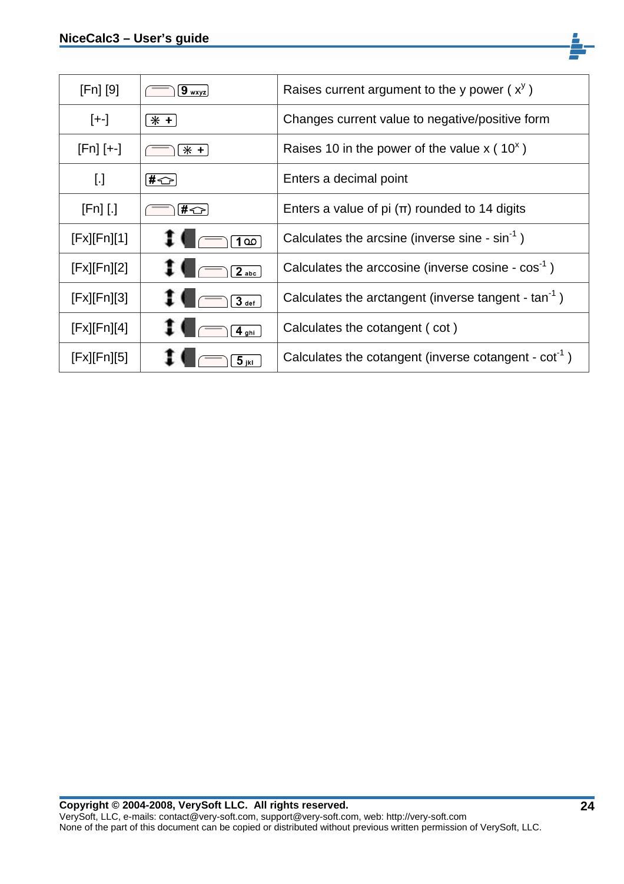| | | |
|---|---|---|
| [Fn] [9] | | Raises current argument to the y power ( $x^y$ ) |
| [+-] | | Changes current value to negative/positive form |
| [Fn] [+-] | | Raises 10 in the power of the value x ( $10^x$ ) |
| [.] | | Enters a decimal point |
| [Fn] [.] | | Enters a value of pi (π) rounded to 14 digits |
| [Fx][Fn][1] | | Calculates the arcsine (inverse sine - $\sin^{-1}$ ) |
| [Fx][Fn][2] | | Calculates the arccosine (inverse cosine - $\cos^{-1}$ ) |
| [Fx][Fn][3] | | Calculates the arctangent (inverse tangent - $\tan^{-1}$ ) |
| [Fx][Fn][4] | | Calculates the cotangent ( cot ) |
| [Fx][Fn][5] | | Calculates the cotangent (inverse cotangent - $\cot^{-1}$ ) |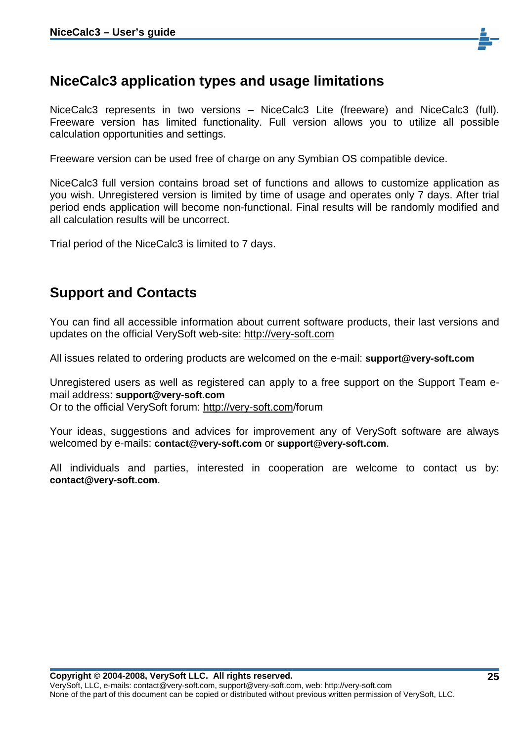## NiceCalc3 application types and usage limitations

NiceCalc3 represents in two versions – NiceCalc3 Lite (freeware) and NiceCalc3 (full). Freeware version has limited functionality. Full version allows you to utilize all possible calculation opportunities and settings.

Freeware version can be used free of charge on any Symbian OS compatible device.

NiceCalc3 full version contains broad set of functions and allows to customize application as you wish. Unregistered version is limited by time of usage and operates only 7 days. After trial period ends application will become non-functional. Final results will be randomly modified and all calculation results will be uncorrect.

Trial period of the NiceCalc3 is limited to 7 days.

## Support and Contacts

You can find all accessible information about current software products, their last versions and updates on the official VerySoft web-site: http://very-soft.com

All issues related to ordering products are welcomed on the e-mail: **support@very-soft.com**

Unregistered users as well as registered can apply to a free support on the Support Team e-mail address: **support@very-soft.com**
Or to the official VerySoft forum: http://very-soft.com/forum

Your ideas, suggestions and advices for improvement any of VerySoft software are always welcomed by e-mails: **contact@very-soft.com** or **support@very-soft.com**.

All individuals and parties, interested in cooperation are welcome to contact us by: **contact@very-soft.com**.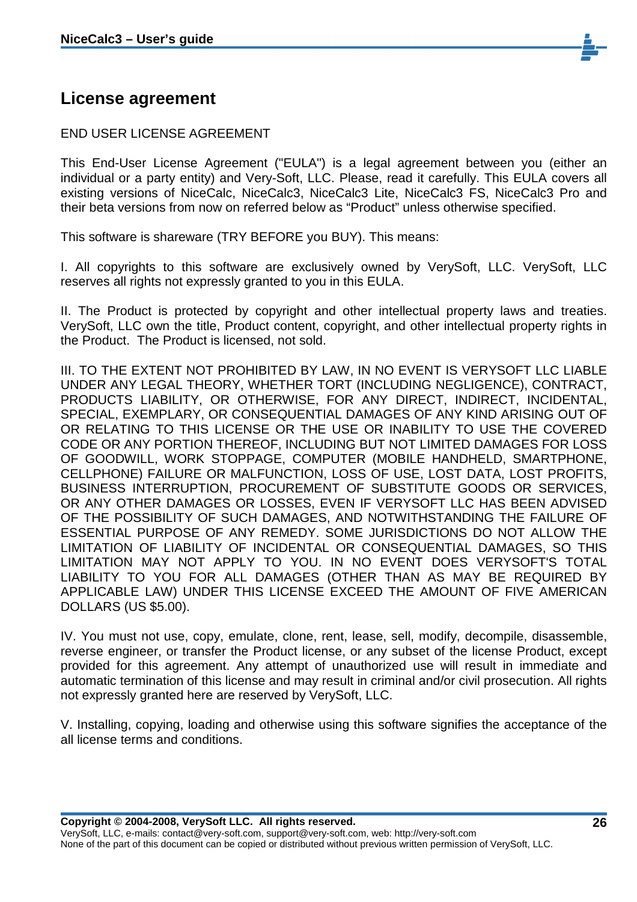# License agreement

END USER LICENSE AGREEMENT

This End-User License Agreement ("EULA") is a legal agreement between you (either an individual or a party entity) and Very-Soft, LLC. Please, read it carefully. This EULA covers all existing versions of NiceCalc, NiceCalc3, NiceCalc3 Lite, NiceCalc3 FS, NiceCalc3 Pro and their beta versions from now on referred below as “Product” unless otherwise specified.

This software is shareware (TRY BEFORE you BUY). This means:

I. All copyrights to this software are exclusively owned by VerySoft, LLC. VerySoft, LLC reserves all rights not expressly granted to you in this EULA.

II. The Product is protected by copyright and other intellectual property laws and treaties. VerySoft, LLC own the title, Product content, copyright, and other intellectual property rights in the Product. The Product is licensed, not sold.

III. TO THE EXTENT NOT PROHIBITED BY LAW, IN NO EVENT IS VERYSOFT LLC LIABLE UNDER ANY LEGAL THEORY, WHETHER TORT (INCLUDING NEGLIGENCE), CONTRACT, PRODUCTS LIABILITY, OR OTHERWISE, FOR ANY DIRECT, INDIRECT, INCIDENTAL, SPECIAL, EXEMPLARY, OR CONSEQUENTIAL DAMAGES OF ANY KIND ARISING OUT OF OR RELATING TO THIS LICENSE OR THE USE OR INABILITY TO USE THE COVERED CODE OR ANY PORTION THEREOF, INCLUDING BUT NOT LIMITED DAMAGES FOR LOSS OF GOODWILL, WORK STOPPAGE, COMPUTER (MOBILE HANDHELD, SMARTPHONE, CELLPHONE) FAILURE OR MALFUNCTION, LOSS OF USE, LOST DATA, LOST PROFITS, BUSINESS INTERRUPTION, PROCUREMENT OF SUBSTITUTE GOODS OR SERVICES, OR ANY OTHER DAMAGES OR LOSSES, EVEN IF VERYSOFT LLC HAS BEEN ADVISED OF THE POSSIBILITY OF SUCH DAMAGES, AND NOTWITHSTANDING THE FAILURE OF ESSENTIAL PURPOSE OF ANY REMEDY. SOME JURISDICTIONS DO NOT ALLOW THE LIMITATION OF LIABILITY OF INCIDENTAL OR CONSEQUENTIAL DAMAGES, SO THIS LIMITATION MAY NOT APPLY TO YOU. IN NO EVENT DOES VERYSOFT'S TOTAL LIABILITY TO YOU FOR ALL DAMAGES (OTHER THAN AS MAY BE REQUIRED BY APPLICABLE LAW) UNDER THIS LICENSE EXCEED THE AMOUNT OF FIVE AMERICAN DOLLARS (US $5.00).

IV. You must not use, copy, emulate, clone, rent, lease, sell, modify, decompile, disassemble, reverse engineer, or transfer the Product license, or any subset of the license Product, except provided for this agreement. Any attempt of unauthorized use will result in immediate and automatic termination of this license and may result in criminal and/or civil prosecution. All rights not expressly granted here are reserved by VerySoft, LLC.

V. Installing, copying, loading and otherwise using this software signifies the acceptance of the all license terms and conditions.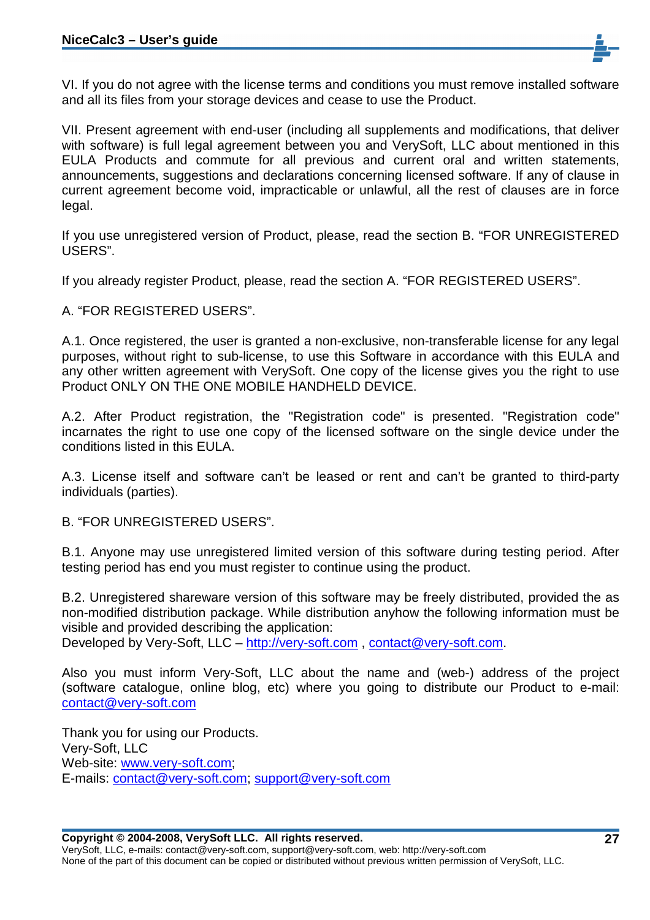VI. If you do not agree with the license terms and conditions you must remove installed software and all its files from your storage devices and cease to use the Product.

VII. Present agreement with end-user (including all supplements and modifications, that deliver with software) is full legal agreement between you and VerySoft, LLC about mentioned in this EULA Products and commute for all previous and current oral and written statements, announcements, suggestions and declarations concerning licensed software. If any of clause in current agreement become void, impracticable or unlawful, all the rest of clauses are in force legal.

If you use unregistered version of Product, please, read the section B. "FOR UNREGISTERED USERS".

If you already register Product, please, read the section A. "FOR REGISTERED USERS".

A. "FOR REGISTERED USERS".

A.1. Once registered, the user is granted a non-exclusive, non-transferable license for any legal purposes, without right to sub-license, to use this Software in accordance with this EULA and any other written agreement with VerySoft. One copy of the license gives you the right to use Product ONLY ON THE ONE MOBILE HANDHELD DEVICE.

A.2. After Product registration, the "Registration code" is presented. "Registration code" incarnates the right to use one copy of the licensed software on the single device under the conditions listed in this EULA.

A.3. License itself and software can't be leased or rent and can't be granted to third-party individuals (parties).

B. "FOR UNREGISTERED USERS".

B.1. Anyone may use unregistered limited version of this software during testing period. After testing period has end you must register to continue using the product.

B.2. Unregistered shareware version of this software may be freely distributed, provided the as non-modified distribution package. While distribution anyhow the following information must be visible and provided describing the application:
Developed by Very-Soft, LLC – http://very-soft.com , contact@very-soft.com.

Also you must inform Very-Soft, LLC about the name and (web-) address of the project (software catalogue, online blog, etc) where you going to distribute our Product to e-mail: contact@very-soft.com

Thank you for using our Products.
Very-Soft, LLC
Web-site: www.very-soft.com;
E-mails: contact@very-soft.com; support@very-soft.com